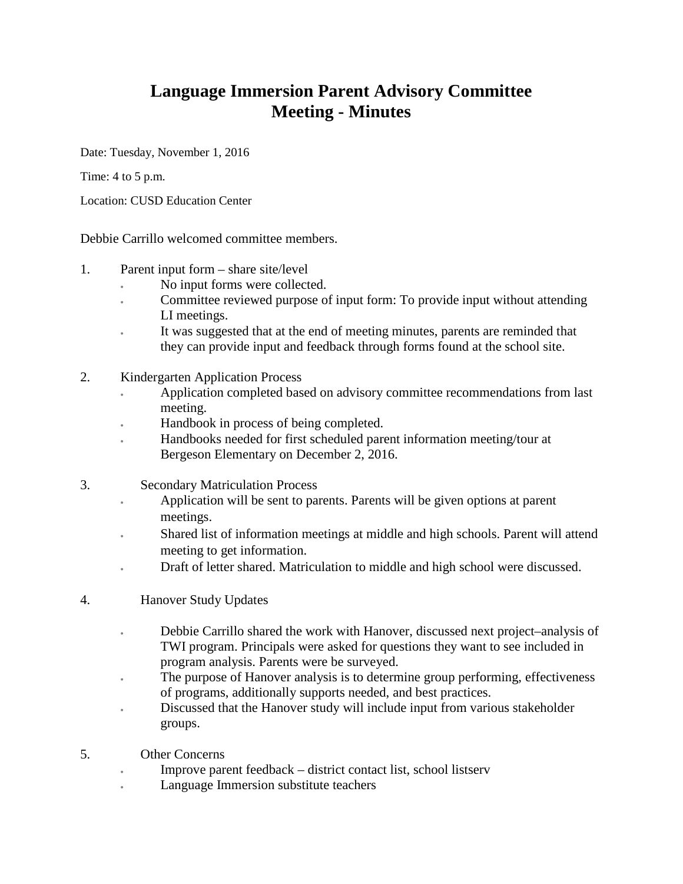# Language Immersion Parent Advisory Committee Meeting - Minutes

Date: Tuesday, November 1, 2016

Time: 4 to 5 p.m.

Location: CUSD Education Center

Debbie Carrillo welcomed committee members.

1. Parent input form – share site/level
   - No input forms were collected.
   - Committee reviewed purpose of input form: To provide input without attending LI meetings.
   - It was suggested that at the end of meeting minutes, parents are reminded that they can provide input and feedback through forms found at the school site.

2. Kindergarten Application Process
   - Application completed based on advisory committee recommendations from last meeting.
   - Handbook in process of being completed.
   - Handbooks needed for first scheduled parent information meeting/tour at Bergeson Elementary on December 2, 2016.

3. Secondary Matriculation Process
   - Application will be sent to parents. Parents will be given options at parent meetings.
   - Shared list of information meetings at middle and high schools. Parent will attend meeting to get information.
   - Draft of letter shared. Matriculation to middle and high school were discussed.

4. Hanover Study Updates
   - Debbie Carrillo shared the work with Hanover, discussed next project–analysis of TWI program. Principals were asked for questions they want to see included in program analysis. Parents were be surveyed.
   - The purpose of Hanover analysis is to determine group performing, effectiveness of programs, additionally supports needed, and best practices.
   - Discussed that the Hanover study will include input from various stakeholder groups.

5. Other Concerns
   - Improve parent feedback – district contact list, school listserv
   - Language Immersion substitute teachers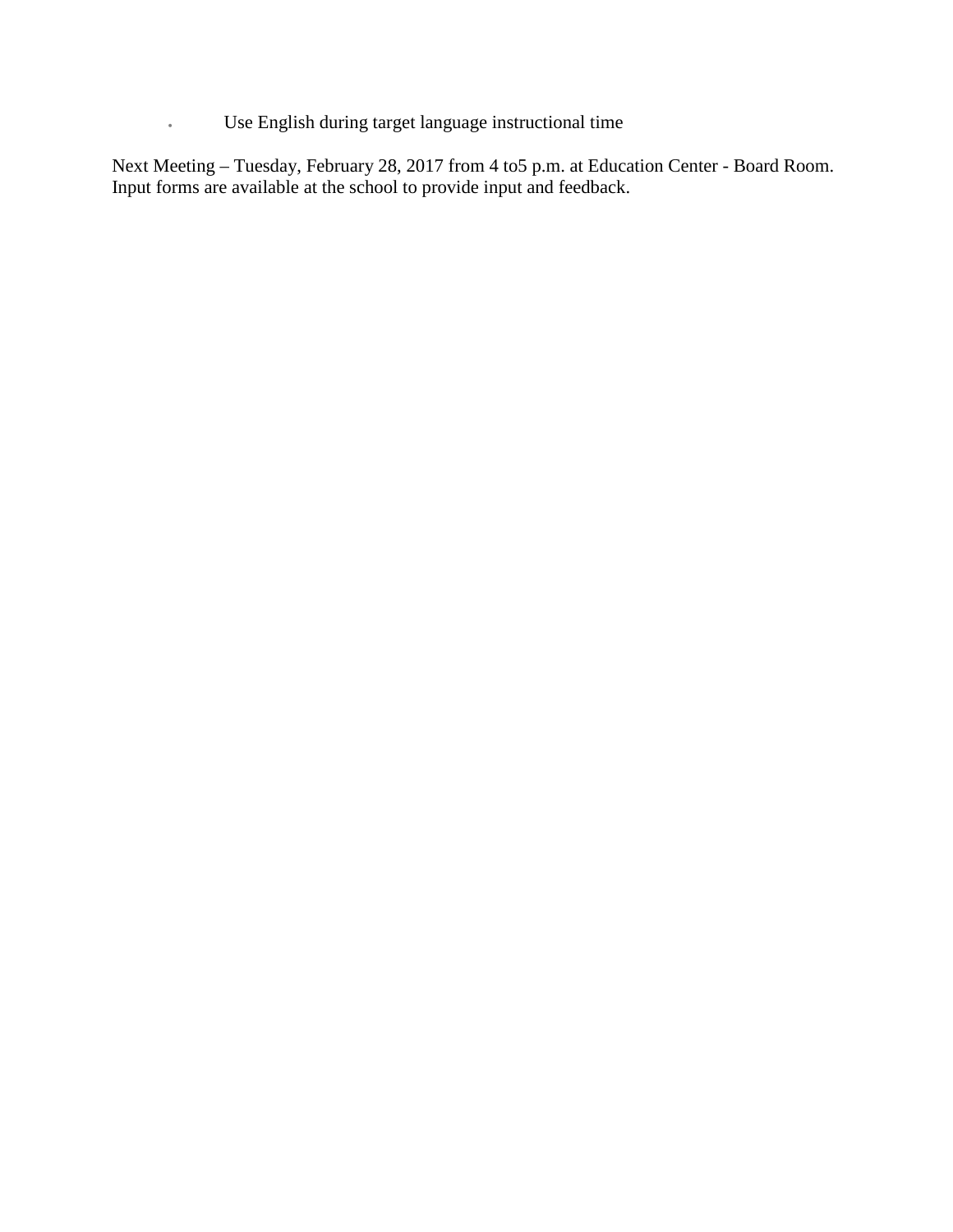- Use English during target language instructional time

Next Meeting – Tuesday, February 28, 2017 from 4 to5 p.m. at Education Center - Board Room. Input forms are available at the school to provide input and feedback.